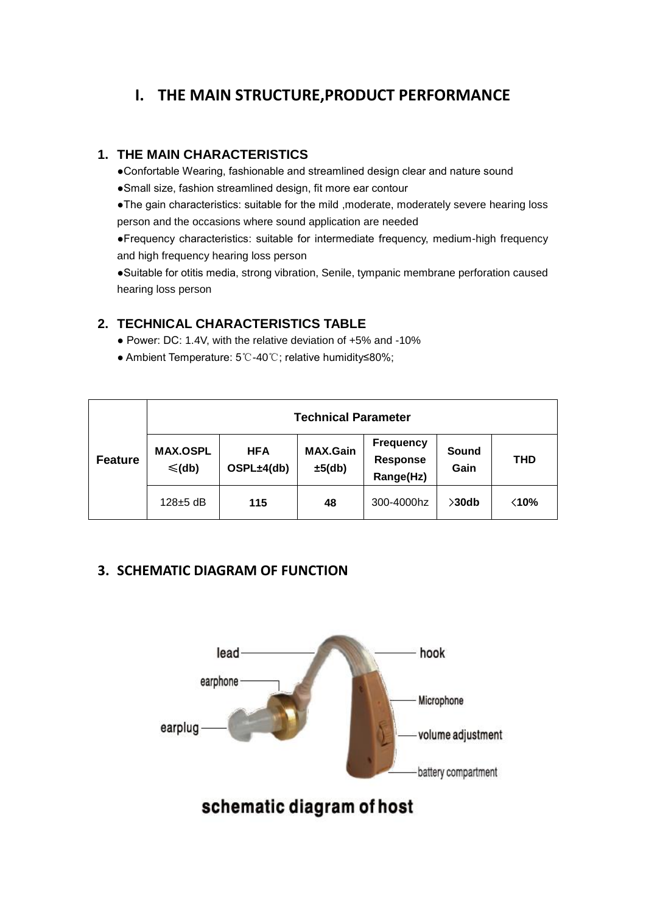# I. THE MAIN STRUCTURE,PRODUCT PERFORMANCE

## 1. THE MAIN CHARACTERISTICS

- Confortable Wearing, fashionable and streamlined design clear and nature sound
- Small size, fashion streamlined design, fit more ear contour
- The gain characteristics: suitable for the mild ,moderate, moderately severe hearing loss person and the occasions where sound application are needed
- Frequency characteristics: suitable for intermediate frequency, medium-high frequency and high frequency hearing loss person
- Suitable for otitis media, strong vibration, Senile, tympanic membrane perforation caused hearing loss person

## 2. TECHNICAL CHARACTERISTICS TABLE

- Power: DC: 1.4V, with the relative deviation of +5% and -10%
- Ambient Temperature: 5℃-40℃; relative humidity≤80%;

| Feature | Technical Parameter | | | | | |
|---|---|---|---|---|---|---|
| | **MAX.OSPL ≤(db)** | **HFA OSPL±4(db)** | **MAX.Gain ±5(db)** | **Frequency Response Range(Hz)** | **Sound Gain** | **THD** |
| | 128±5 dB | **115** | **48** | 300-4000hz | **>30db** | **<10%** |

## 3. SCHEMATIC DIAGRAM OF FUNCTION

lead, hook, earphone, Microphone, earplug, volume adjustment, battery compartment

**schematic diagram of host**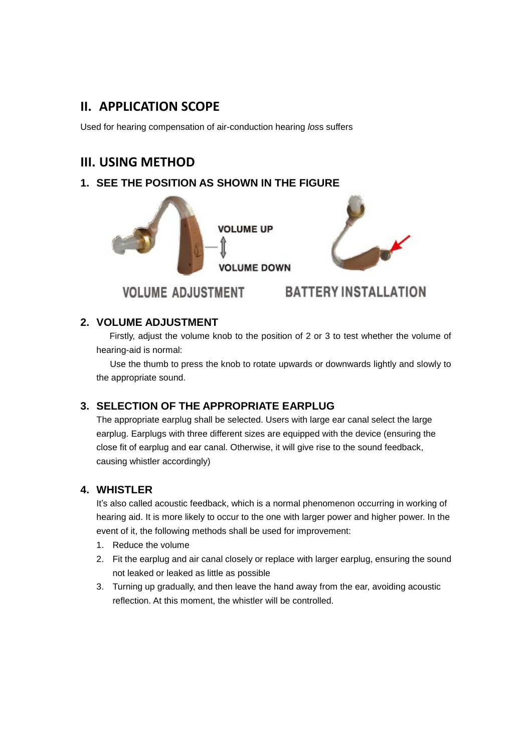## II. APPLICATION SCOPE

Used for hearing compensation of air-conduction hearing *los*s suffers

## III. USING METHOD

### 1. SEE THE POSITION AS SHOWN IN THE FIGURE

VOLUME UP

VOLUME DOWN

VOLUME ADJUSTMENT BATTERY INSTALLATION

### 2. VOLUME ADJUSTMENT

Firstly, adjust the volume knob to the position of 2 or 3 to test whether the volume of hearing-aid is normal:

Use the thumb to press the knob to rotate upwards or downwards lightly and slowly to the appropriate sound.

### 3. SELECTION OF THE APPROPRIATE EARPLUG

The appropriate earplug shall be selected. Users with large ear canal select the large earplug. Earplugs with three different sizes are equipped with the device (ensuring the close fit of earplug and ear canal. Otherwise, it will give rise to the sound feedback, causing whistler accordingly)

### 4. WHISTLER

It's also called acoustic feedback, which is a normal phenomenon occurring in working of hearing aid. It is more likely to occur to the one with larger power and higher power. In the event of it, the following methods shall be used for improvement:

1. Reduce the volume
2. Fit the earplug and air canal closely or replace with larger earplug, ensuring the sound not leaked or leaked as little as possible
3. Turning up gradually, and then leave the hand away from the ear, avoiding acoustic reflection. At this moment, the whistler will be controlled.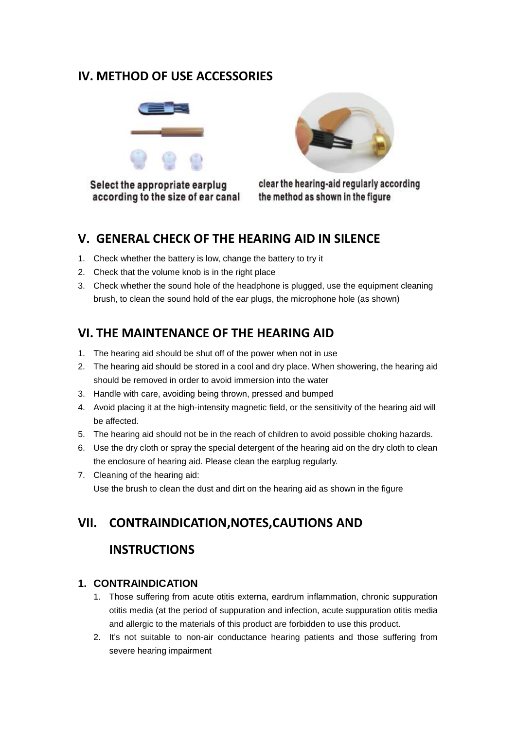## IV. METHOD OF USE ACCESSORIES

Select the appropriate earplug according to the size of ear canal

clear the hearing-aid regularly according the method as shown in the figure

## V. GENERAL CHECK OF THE HEARING AID IN SILENCE

1. Check whether the battery is low, change the battery to try it
2. Check that the volume knob is in the right place
3. Check whether the sound hole of the headphone is plugged, use the equipment cleaning brush, to clean the sound hold of the ear plugs, the microphone hole (as shown)

## VI. THE MAINTENANCE OF THE HEARING AID

1. The hearing aid should be shut off of the power when not in use
2. The hearing aid should be stored in a cool and dry place. When showering, the hearing aid should be removed in order to avoid immersion into the water
3. Handle with care, avoiding being thrown, pressed and bumped
4. Avoid placing it at the high-intensity magnetic field, or the sensitivity of the hearing aid will be affected.
5. The hearing aid should not be in the reach of children to avoid possible choking hazards.
6. Use the dry cloth or spray the special detergent of the hearing aid on the dry cloth to clean the enclosure of hearing aid. Please clean the earplug regularly.
7. Cleaning of the hearing aid:
   Use the brush to clean the dust and dirt on the hearing aid as shown in the figure

## VII. CONTRAINDICATION,NOTES,CAUTIONS AND INSTRUCTIONS

### 1. CONTRAINDICATION

1. Those suffering from acute otitis externa, eardrum inflammation, chronic suppuration otitis media (at the period of suppuration and infection, acute suppuration otitis media and allergic to the materials of this product are forbidden to use this product.
2. It's not suitable to non-air conductance hearing patients and those suffering from severe hearing impairment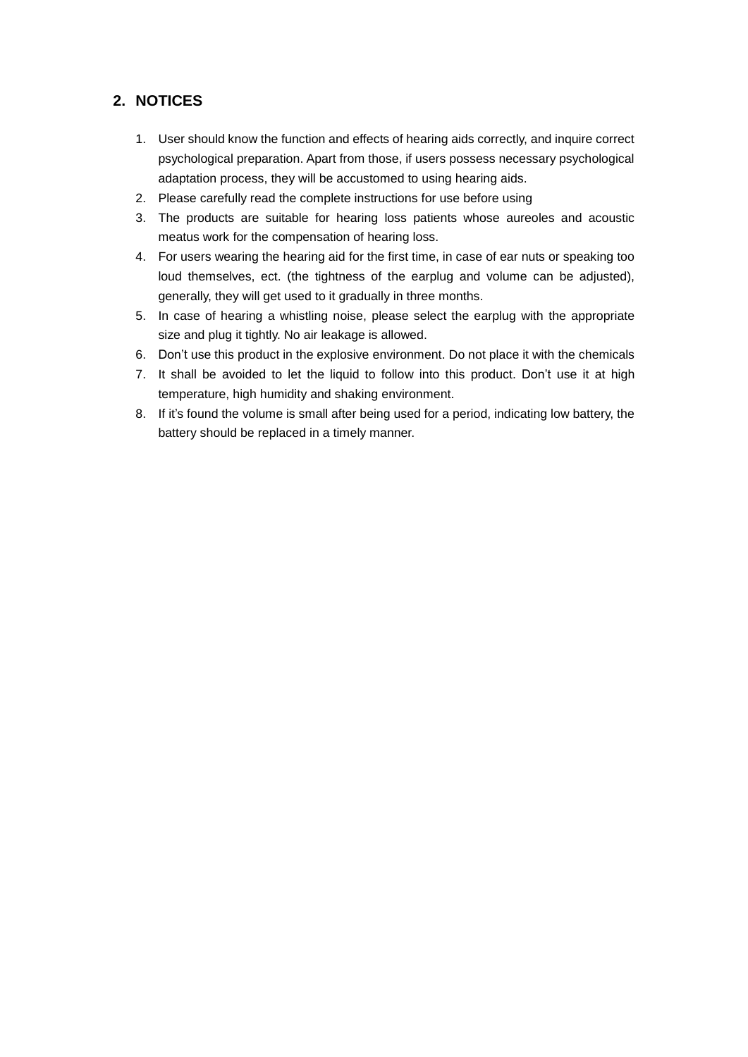## 2. NOTICES

1. User should know the function and effects of hearing aids correctly, and inquire correct psychological preparation. Apart from those, if users possess necessary psychological adaptation process, they will be accustomed to using hearing aids.
2. Please carefully read the complete instructions for use before using
3. The products are suitable for hearing loss patients whose aureoles and acoustic meatus work for the compensation of hearing loss.
4. For users wearing the hearing aid for the first time, in case of ear nuts or speaking too loud themselves, ect. (the tightness of the earplug and volume can be adjusted), generally, they will get used to it gradually in three months.
5. In case of hearing a whistling noise, please select the earplug with the appropriate size and plug it tightly. No air leakage is allowed.
6. Don't use this product in the explosive environment. Do not place it with the chemicals
7. It shall be avoided to let the liquid to follow into this product. Don't use it at high temperature, high humidity and shaking environment.
8. If it's found the volume is small after being used for a period, indicating low battery, the battery should be replaced in a timely manner.